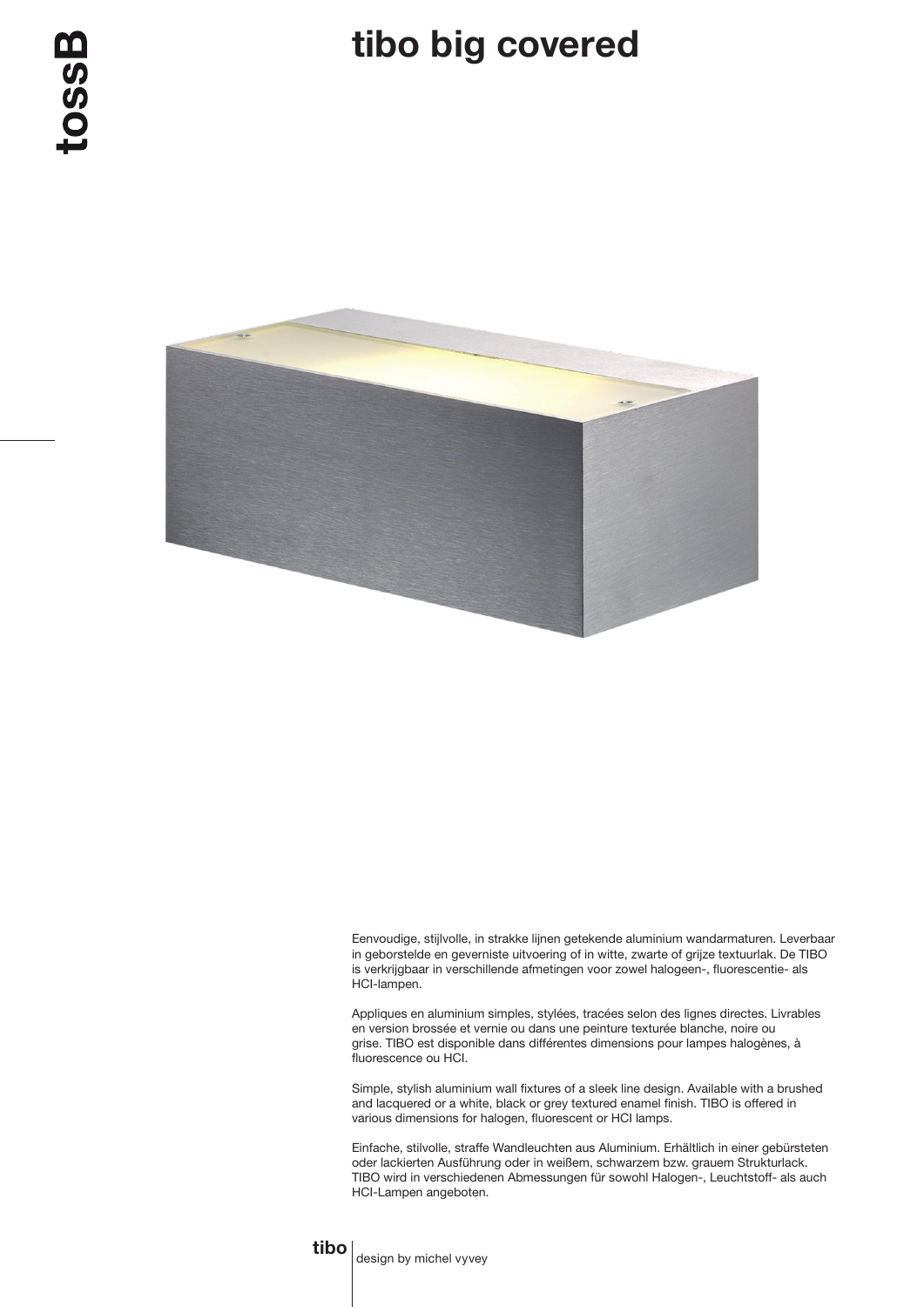# tibo big covered

Eenvoudige, stijlvolle, in strakke lijnen getekende aluminium wandarmaturen. Leverbaar in geborstelde en geverniste uitvoering of in witte, zwarte of grijze textuurlak. De TIBO is verkrijgbaar in verschillende afmetingen voor zowel halogeen-, fluorescentie- als HCI-lampen.

Appliques en aluminium simples, stylées, tracées selon des lignes directes. Livrables en version brossée et vernie ou dans une peinture texturée blanche, noire ou grise. TIBO est disponible dans différentes dimensions pour lampes halogènes, à fluorescence ou HCI.

Simple, stylish aluminium wall fixtures of a sleek line design. Available with a brushed and lacquered or a white, black or grey textured enamel finish. TIBO is offered in various dimensions for halogen, fluorescent or HCI lamps.

Einfache, stilvolle, straffe Wandleuchten aus Aluminium. Erhältlich in einer gebürsteten oder lackierten Ausführung oder in weißem, schwarzem bzw. grauem Strukturlack. TIBO wird in verschiedenen Abmessungen für sowohl Halogen-, Leuchtstoff- als auch HCI-Lampen angeboten.

**tibo** | design by michel vyvey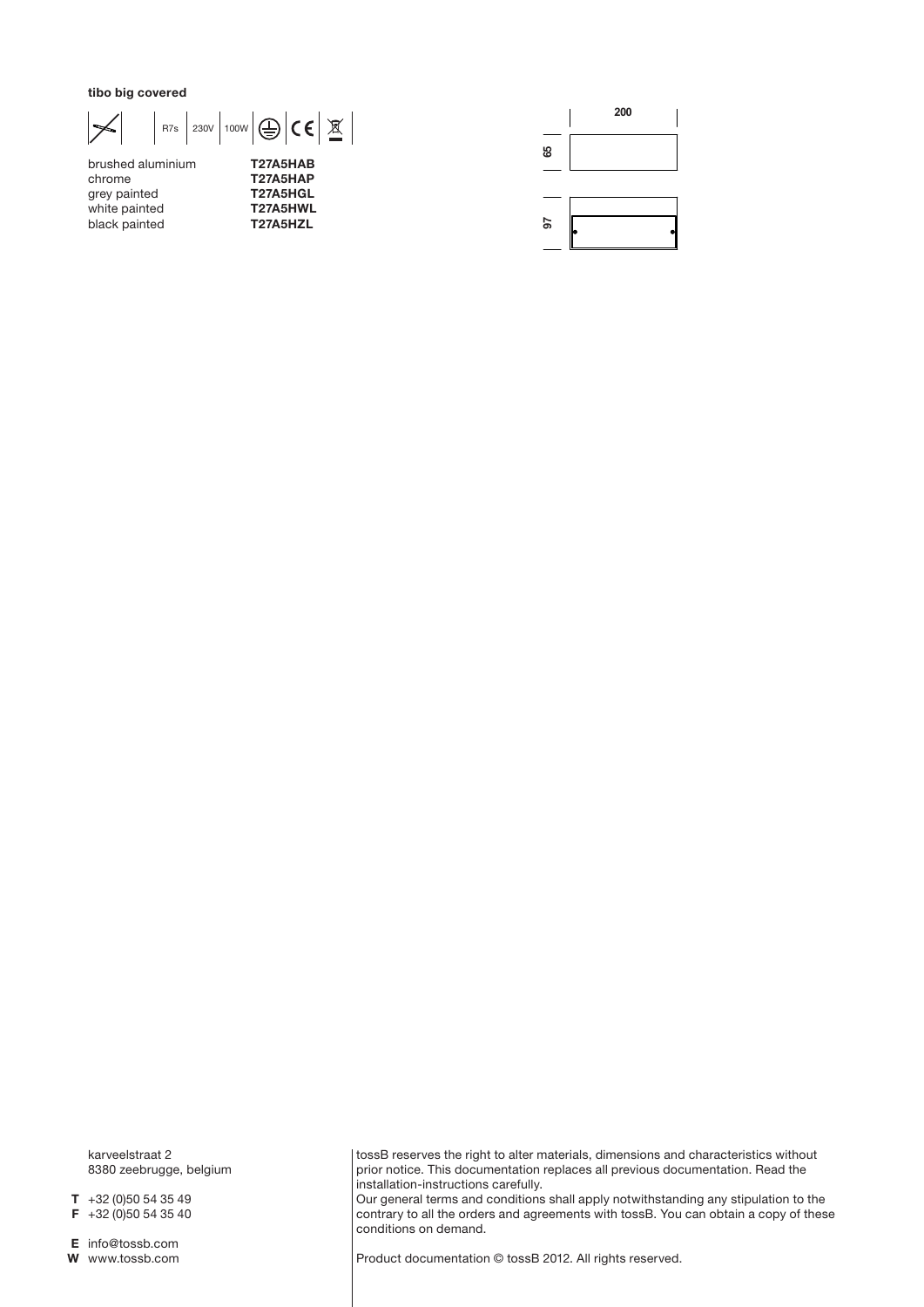**tibo big covered**

R7s | 230V | 100W

| | |
|---|---|
| brushed aluminium | **T27A5HAB** |
| chrome | **T27A5HAP** |
| grey painted | **T27A5HGL** |
| white painted | **T27A5HWL** |
| black painted | **T27A5HZL** |

200

65

97

karveelstraat 2
8380 zeebrugge, belgium

**T** +32 (0)50 54 35 49
**F** +32 (0)50 54 35 40

**E** info@tossb.com
**W** www.tossb.com

tossB reserves the right to alter materials, dimensions and characteristics without prior notice. This documentation replaces all previous documentation. Read the installation-instructions carefully.
Our general terms and conditions shall apply notwithstanding any stipulation to the contrary to all the orders and agreements with tossB. You can obtain a copy of these conditions on demand.

Product documentation © tossB 2012. All rights reserved.